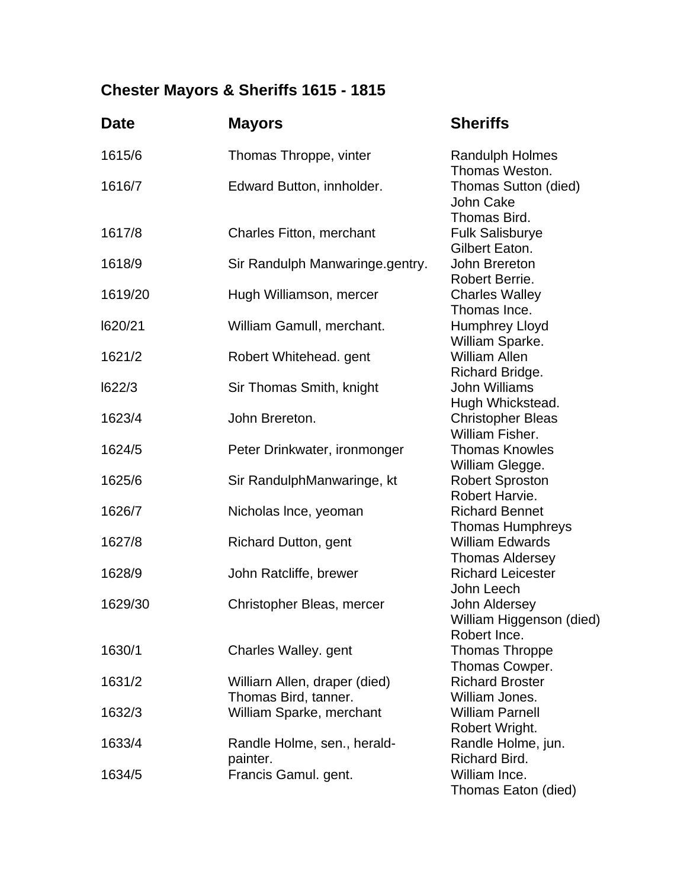# Chester Mayors & Sheriffs 1615 - 1815

| Date | Mayors | Sheriffs |
|---|---|---|
| 1615/6 | Thomas Throppe, vinter | Randulph Holmes<br>Thomas Weston. |
| 1616/7 | Edward Button, innholder. | Thomas Sutton (died)<br>John Cake<br>Thomas Bird. |
| 1617/8 | Charles Fitton, merchant | Fulk Salisburye<br>Gilbert Eaton. |
| 1618/9 | Sir Randulph Manwaringe.gentry. | John Brereton<br>Robert Berrie. |
| 1619/20 | Hugh Williamson, mercer | Charles Walley<br>Thomas Ince. |
| l620/21 | William Gamull, merchant. | Humphrey Lloyd<br>William Sparke. |
| 1621/2 | Robert Whitehead. gent | William Allen<br>Richard Bridge. |
| l622/3 | Sir Thomas Smith, knight | John Williams<br>Hugh Whickstead. |
| 1623/4 | John Brereton. | Christopher Bleas<br>William Fisher. |
| 1624/5 | Peter Drinkwater, ironmonger | Thomas Knowles<br>William Glegge. |
| 1625/6 | Sir RandulphManwaringe, kt | Robert Sproston<br>Robert Harvie. |
| 1626/7 | Nicholas lnce, yeoman | Richard Bennet<br>Thomas Humphreys |
| 1627/8 | Richard Dutton, gent | William Edwards<br>Thomas Aldersey |
| 1628/9 | John Ratcliffe, brewer | Richard Leicester<br>John Leech |
| 1629/30 | Christopher Bleas, mercer | John Aldersey<br>William Higgenson (died)<br>Robert Ince. |
| 1630/1 | Charles Walley. gent | Thomas Throppe<br>Thomas Cowper. |
| 1631/2 | Williarn Allen, draper (died)<br>Thomas Bird, tanner. | Richard Broster<br>William Jones. |
| 1632/3 | William Sparke, merchant | William Parnell<br>Robert Wright. |
| 1633/4 | Randle Holme, sen., herald-painter. | Randle Holme, jun.<br>Richard Bird. |
| 1634/5 | Francis Gamul. gent. | William Ince.<br>Thomas Eaton (died) |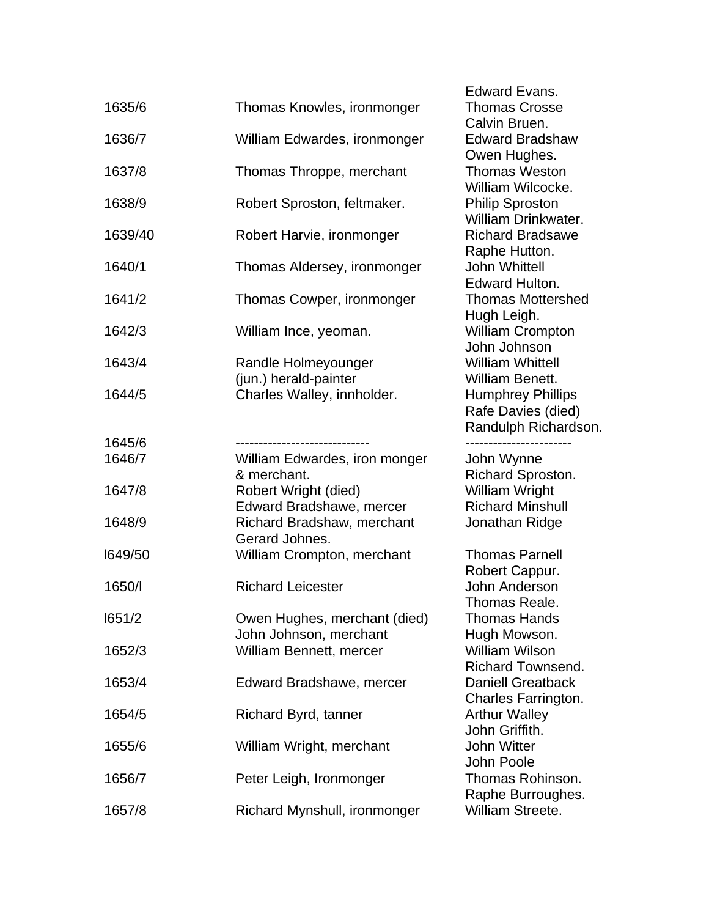| | | |
|---|---|---|
| | | Edward Evans. |
| 1635/6 | Thomas Knowles, ironmonger | Thomas Crosse |
| | | Calvin Bruen. |
| 1636/7 | William Edwardes, ironmonger | Edward Bradshaw |
| | | Owen Hughes. |
| 1637/8 | Thomas Throppe, merchant | Thomas Weston |
| | | William Wilcocke. |
| 1638/9 | Robert Sproston, feltmaker. | Philip Sproston |
| | | William Drinkwater. |
| 1639/40 | Robert Harvie, ironmonger | Richard Bradsawe |
| | | Raphe Hutton. |
| 1640/1 | Thomas Aldersey, ironmonger | John Whittell |
| | | Edward Hulton. |
| 1641/2 | Thomas Cowper, ironmonger | Thomas Mottershed |
| | | Hugh Leigh. |
| 1642/3 | William Ince, yeoman. | William Crompton |
| | | John Johnson |
| 1643/4 | Randle Holmeyounger | William Whittell |
| | (jun.) herald-painter | William Benett. |
| 1644/5 | Charles Walley, innholder. | Humphrey Phillips |
| | | Rafe Davies (died) |
| | | Randulph Richardson. |
| 1645/6 | ----------------------------- | ----------------------- |
| 1646/7 | William Edwardes, iron monger | John Wynne |
| | & merchant. | Richard Sproston. |
| 1647/8 | Robert Wright (died) | William Wright |
| | Edward Bradshawe, mercer | Richard Minshull |
| 1648/9 | Richard Bradshaw, merchant | Jonathan Ridge |
| | Gerard Johnes. | |
| l649/50 | William Crompton, merchant | Thomas Parnell |
| | | Robert Cappur. |
| 1650/l | Richard Leicester | John Anderson |
| | | Thomas Reale. |
| l651/2 | Owen Hughes, merchant (died) | Thomas Hands |
| | John Johnson, merchant | Hugh Mowson. |
| 1652/3 | William Bennett, mercer | William Wilson |
| | | Richard Townsend. |
| 1653/4 | Edward Bradshawe, mercer | Daniell Greatback |
| | | Charles Farrington. |
| 1654/5 | Richard Byrd, tanner | Arthur Walley |
| | | John Griffith. |
| 1655/6 | William Wright, merchant | John Witter |
| | | John Poole |
| 1656/7 | Peter Leigh, Ironmonger | Thomas Rohinson. |
| | | Raphe Burroughes. |
| 1657/8 | Richard Mynshull, ironmonger | William Streete. |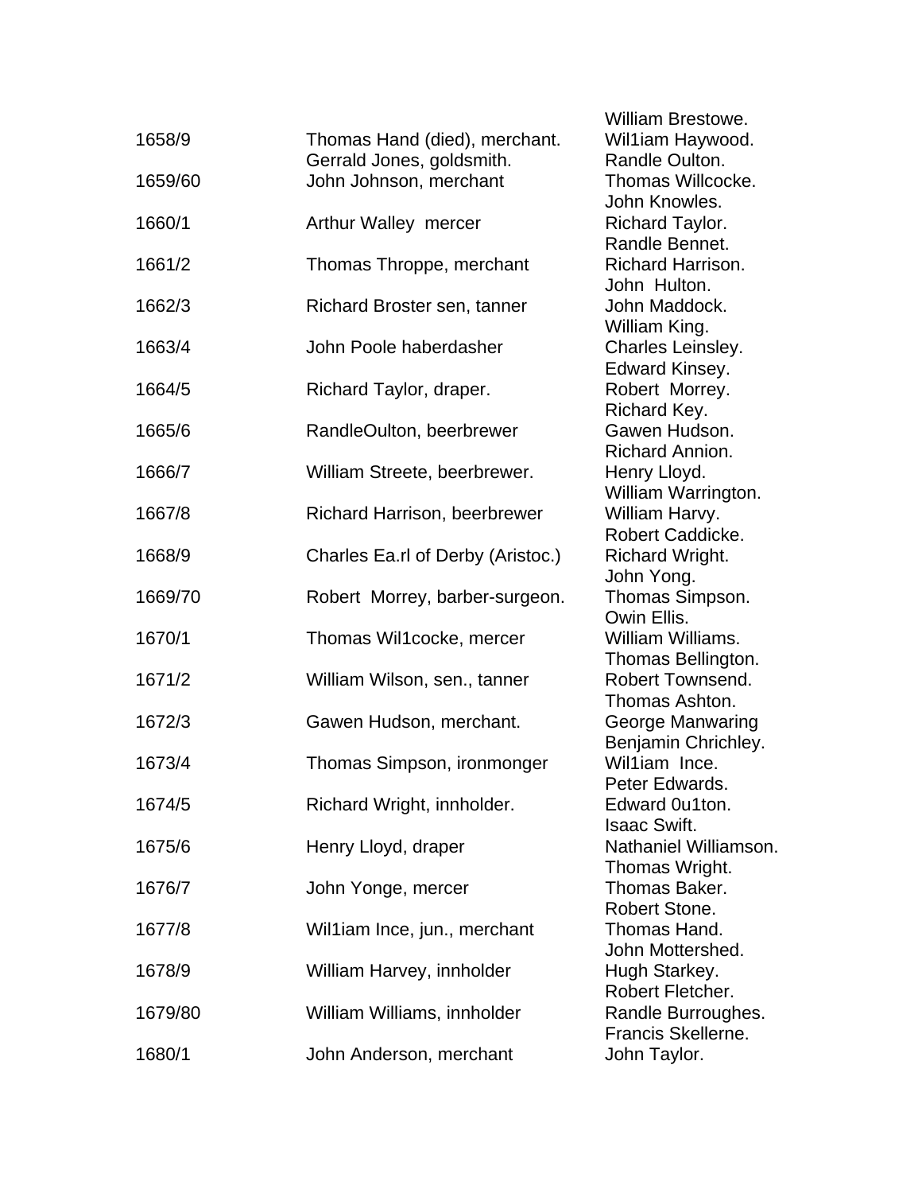| | | |
|---|---|---|
| | | William Brestowe. |
| 1658/9 | Thomas Hand (died), merchant. | Wil1iam Haywood. |
| | Gerrald Jones, goldsmith. | Randle Oulton. |
| 1659/60 | John Johnson, merchant | Thomas Willcocke. |
| | | John Knowles. |
| 1660/1 | Arthur Walley mercer | Richard Taylor. |
| | | Randle Bennet. |
| 1661/2 | Thomas Throppe, merchant | Richard Harrison. |
| | | John Hulton. |
| 1662/3 | Richard Broster sen, tanner | John Maddock. |
| | | William King. |
| 1663/4 | John Poole haberdasher | Charles Leinsley. |
| | | Edward Kinsey. |
| 1664/5 | Richard Taylor, draper. | Robert Morrey. |
| | | Richard Key. |
| 1665/6 | RandleOulton, beerbrewer | Gawen Hudson. |
| | | Richard Annion. |
| 1666/7 | William Streete, beerbrewer. | Henry Lloyd. |
| | | William Warrington. |
| 1667/8 | Richard Harrison, beerbrewer | William Harvy. |
| | | Robert Caddicke. |
| 1668/9 | Charles Ea.rl of Derby (Aristoc.) | Richard Wright. |
| | | John Yong. |
| 1669/70 | Robert Morrey, barber-surgeon. | Thomas Simpson. |
| | | Owin Ellis. |
| 1670/1 | Thomas Wil1cocke, mercer | William Williams. |
| | | Thomas Bellington. |
| 1671/2 | William Wilson, sen., tanner | Robert Townsend. |
| | | Thomas Ashton. |
| 1672/3 | Gawen Hudson, merchant. | George Manwaring |
| | | Benjamin Chrichley. |
| 1673/4 | Thomas Simpson, ironmonger | Wil1iam Ince. |
| | | Peter Edwards. |
| 1674/5 | Richard Wright, innholder. | Edward 0u1ton. |
| | | Isaac Swift. |
| 1675/6 | Henry Lloyd, draper | Nathaniel Williamson. |
| | | Thomas Wright. |
| 1676/7 | John Yonge, mercer | Thomas Baker. |
| | | Robert Stone. |
| 1677/8 | Wil1iam Ince, jun., merchant | Thomas Hand. |
| | | John Mottershed. |
| 1678/9 | William Harvey, innholder | Hugh Starkey. |
| | | Robert Fletcher. |
| 1679/80 | William Williams, innholder | Randle Burroughes. |
| | | Francis Skellerne. |
| 1680/1 | John Anderson, merchant | John Taylor. |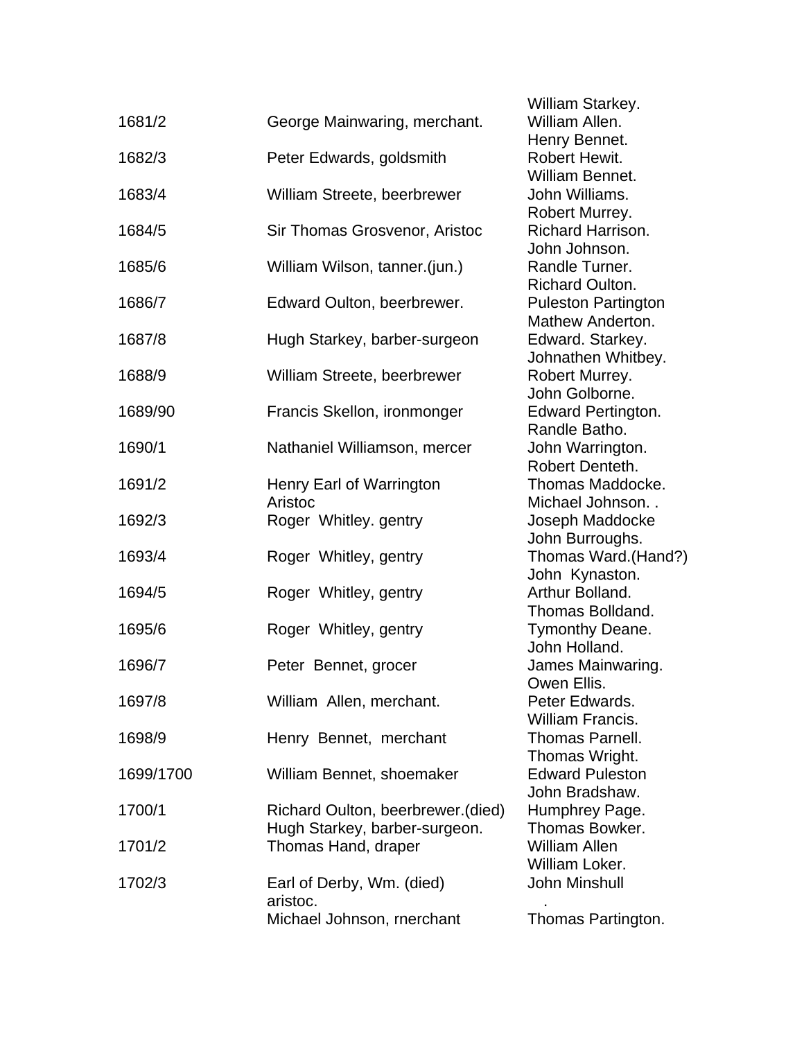| | | |
|---|---|---|
| | | William Starkey. |
| 1681/2 | George Mainwaring, merchant. | William Allen. |
| | | Henry Bennet. |
| 1682/3 | Peter Edwards, goldsmith | Robert Hewit. |
| | | William Bennet. |
| 1683/4 | William Streete, beerbrewer | John Williams. |
| | | Robert Murrey. |
| 1684/5 | Sir Thomas Grosvenor, Aristoc | Richard Harrison. |
| | | John Johnson. |
| 1685/6 | William Wilson, tanner.(jun.) | Randle Turner. |
| | | Richard Oulton. |
| 1686/7 | Edward Oulton, beerbrewer. | Puleston Partington |
| | | Mathew Anderton. |
| 1687/8 | Hugh Starkey, barber-surgeon | Edward. Starkey. |
| | | Johnathen Whitbey. |
| 1688/9 | William Streete, beerbrewer | Robert Murrey. |
| | | John Golborne. |
| 1689/90 | Francis Skellon, ironmonger | Edward Pertington. |
| | | Randle Batho. |
| 1690/1 | Nathaniel Williamson, mercer | John Warrington. |
| | | Robert Denteth. |
| 1691/2 | Henry Earl of Warrington | Thomas Maddocke. |
| | Aristoc | Michael Johnson. . |
| 1692/3 | Roger Whitley. gentry | Joseph Maddocke |
| | | John Burroughs. |
| 1693/4 | Roger Whitley, gentry | Thomas Ward.(Hand?) |
| | | John Kynaston. |
| 1694/5 | Roger Whitley, gentry | Arthur Bolland. |
| | | Thomas Bolldand. |
| 1695/6 | Roger Whitley, gentry | Tymonthy Deane. |
| | | John Holland. |
| 1696/7 | Peter Bennet, grocer | James Mainwaring. |
| | | Owen Ellis. |
| 1697/8 | William Allen, merchant. | Peter Edwards. |
| | | William Francis. |
| 1698/9 | Henry Bennet, merchant | Thomas Parnell. |
| | | Thomas Wright. |
| 1699/1700 | William Bennet, shoemaker | Edward Puleston |
| | | John Bradshaw. |
| 1700/1 | Richard Oulton, beerbrewer.(died) | Humphrey Page. |
| | Hugh Starkey, barber-surgeon. | Thomas Bowker. |
| 1701/2 | Thomas Hand, draper | William Allen |
| | | William Loker. |
| 1702/3 | Earl of Derby, Wm. (died) | John Minshull |
| | aristoc. | . |
| | Michael Johnson, rnerchant | Thomas Partington. |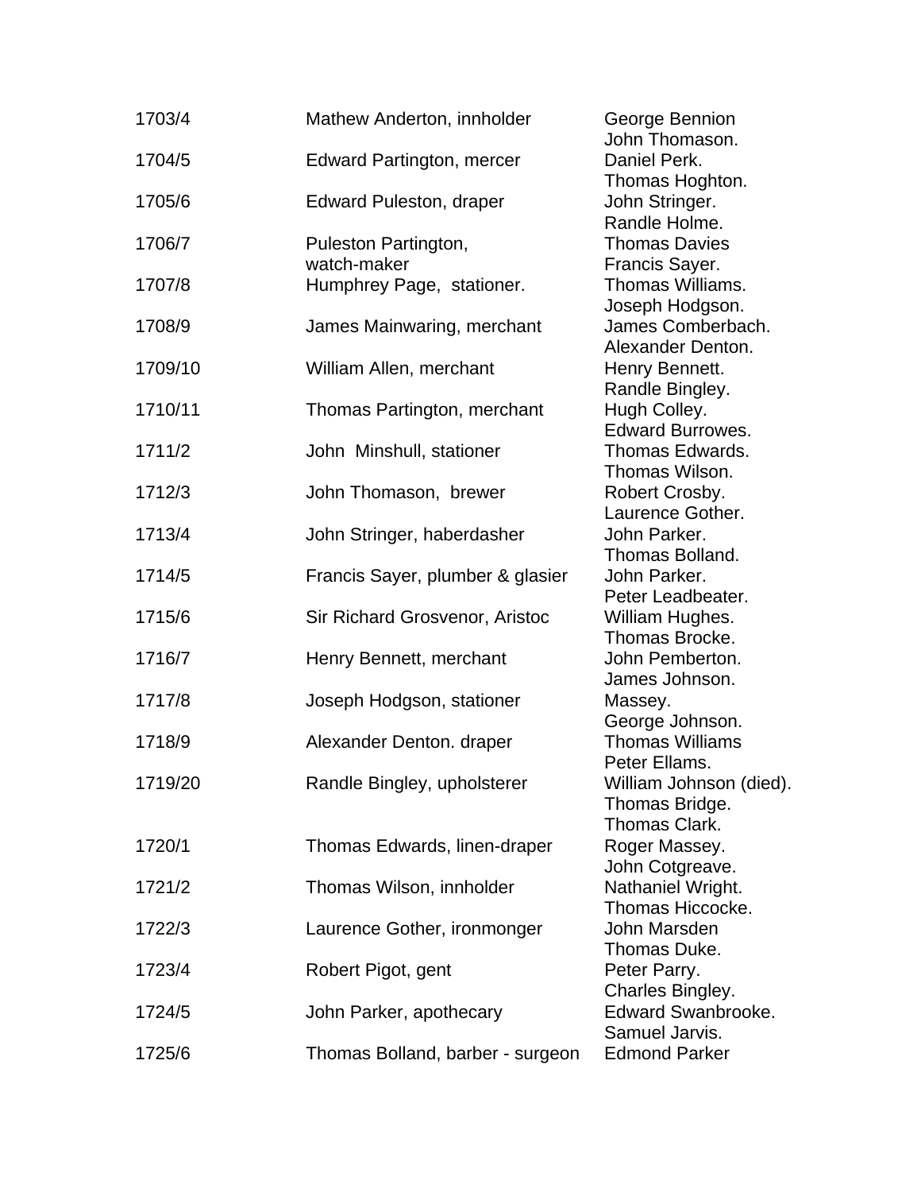| | | |
|---|---|---|
| 1703/4 | Mathew Anderton, innholder | George Bennion<br>John Thomason. |
| 1704/5 | Edward Partington, mercer | Daniel Perk.<br>Thomas Hoghton. |
| 1705/6 | Edward Puleston, draper | John Stringer.<br>Randle Holme. |
| 1706/7 | Puleston Partington, watch-maker | Thomas Davies<br>Francis Sayer. |
| 1707/8 | Humphrey Page, stationer. | Thomas Williams.<br>Joseph Hodgson. |
| 1708/9 | James Mainwaring, merchant | James Comberbach.<br>Alexander Denton. |
| 1709/10 | William Allen, merchant | Henry Bennett.<br>Randle Bingley. |
| 1710/11 | Thomas Partington, merchant | Hugh Colley.<br>Edward Burrowes. |
| 1711/2 | John Minshull, stationer | Thomas Edwards.<br>Thomas Wilson. |
| 1712/3 | John Thomason, brewer | Robert Crosby.<br>Laurence Gother. |
| 1713/4 | John Stringer, haberdasher | John Parker.<br>Thomas Bolland. |
| 1714/5 | Francis Sayer, plumber & glasier | John Parker.<br>Peter Leadbeater. |
| 1715/6 | Sir Richard Grosvenor, Aristoc | William Hughes.<br>Thomas Brocke. |
| 1716/7 | Henry Bennett, merchant | John Pemberton.<br>James Johnson. |
| 1717/8 | Joseph Hodgson, stationer | Massey.<br>George Johnson. |
| 1718/9 | Alexander Denton. draper | Thomas Williams<br>Peter Ellams. |
| 1719/20 | Randle Bingley, upholsterer | William Johnson (died).<br>Thomas Bridge.<br>Thomas Clark. |
| 1720/1 | Thomas Edwards, linen-draper | Roger Massey.<br>John Cotgreave. |
| 1721/2 | Thomas Wilson, innholder | Nathaniel Wright.<br>Thomas Hiccocke. |
| 1722/3 | Laurence Gother, ironmonger | John Marsden<br>Thomas Duke. |
| 1723/4 | Robert Pigot, gent | Peter Parry.<br>Charles Bingley. |
| 1724/5 | John Parker, apothecary | Edward Swanbrooke.<br>Samuel Jarvis. |
| 1725/6 | Thomas Bolland, barber - surgeon | Edmond Parker |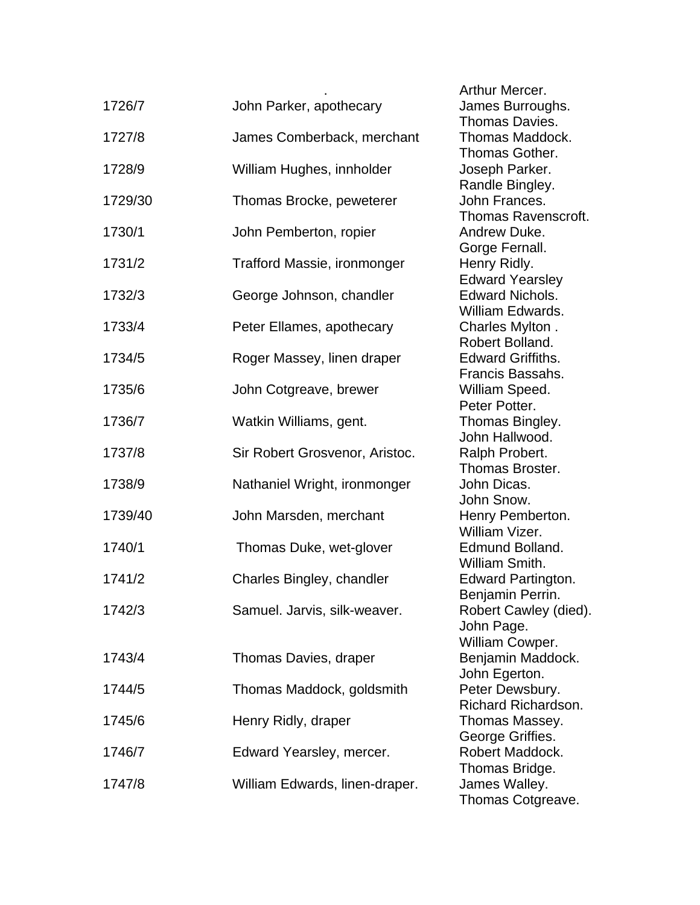| | . | Arthur Mercer. |
|---|---|---|
| 1726/7 | John Parker, apothecary | James Burroughs. |
| | | Thomas Davies. |
| 1727/8 | James Comberback, merchant | Thomas Maddock. |
| | | Thomas Gother. |
| 1728/9 | William Hughes, innholder | Joseph Parker. |
| | | Randle Bingley. |
| 1729/30 | Thomas Brocke, peweterer | John Frances. |
| | | Thomas Ravenscroft. |
| 1730/1 | John Pemberton, ropier | Andrew Duke. |
| | | Gorge Fernall. |
| 1731/2 | Trafford Massie, ironmonger | Henry Ridly. |
| | | Edward Yearsley |
| 1732/3 | George Johnson, chandler | Edward Nichols. |
| | | William Edwards. |
| 1733/4 | Peter Ellames, apothecary | Charles Mylton . |
| | | Robert Bolland. |
| 1734/5 | Roger Massey, linen draper | Edward Griffiths. |
| | | Francis Bassahs. |
| 1735/6 | John Cotgreave, brewer | William Speed. |
| | | Peter Potter. |
| 1736/7 | Watkin Williams, gent. | Thomas Bingley. |
| | | John Hallwood. |
| 1737/8 | Sir Robert Grosvenor, Aristoc. | Ralph Probert. |
| | | Thomas Broster. |
| 1738/9 | Nathaniel Wright, ironmonger | John Dicas. |
| | | John Snow. |
| 1739/40 | John Marsden, merchant | Henry Pemberton. |
| | | William Vizer. |
| 1740/1 | Thomas Duke, wet-glover | Edmund Bolland. |
| | | William Smith. |
| 1741/2 | Charles Bingley, chandler | Edward Partington. |
| | | Benjamin Perrin. |
| 1742/3 | Samuel. Jarvis, silk-weaver. | Robert Cawley (died). |
| | | John Page. |
| | | William Cowper. |
| 1743/4 | Thomas Davies, draper | Benjamin Maddock. |
| | | John Egerton. |
| 1744/5 | Thomas Maddock, goldsmith | Peter Dewsbury. |
| | | Richard Richardson. |
| 1745/6 | Henry Ridly, draper | Thomas Massey. |
| | | George Griffies. |
| 1746/7 | Edward Yearsley, mercer. | Robert Maddock. |
| | | Thomas Bridge. |
| 1747/8 | William Edwards, linen-draper. | James Walley. |
| | | Thomas Cotgreave. |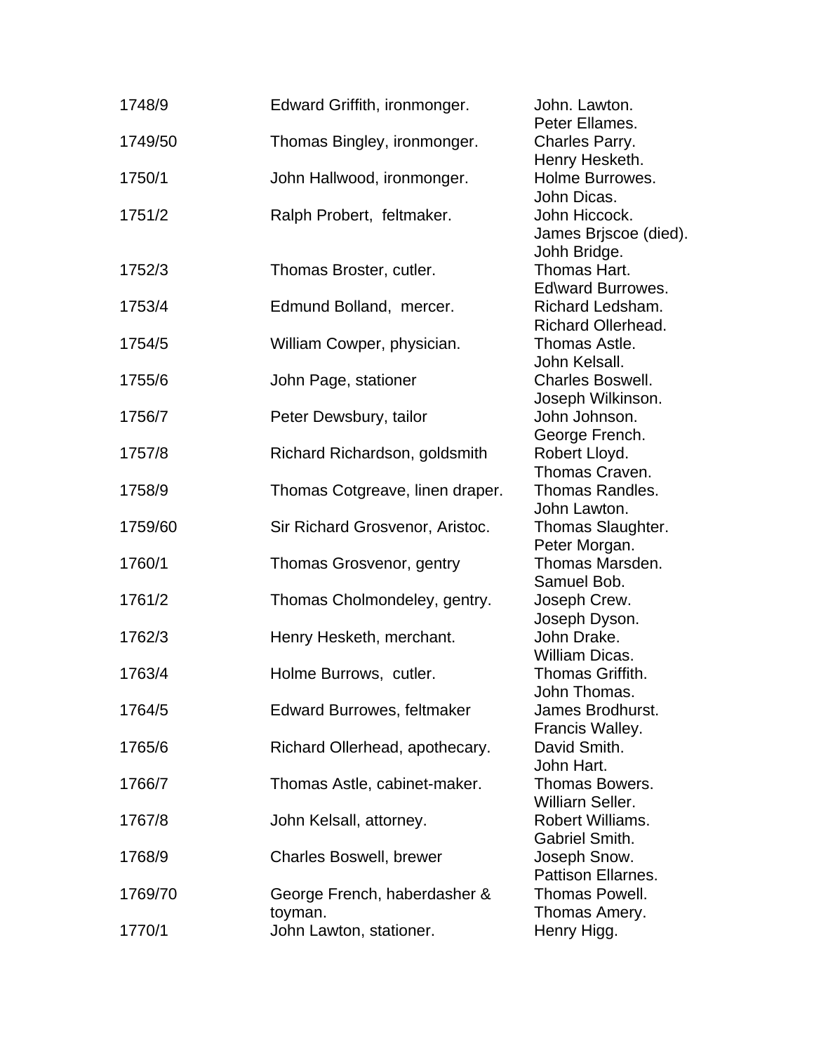| | | |
|---|---|---|
| 1748/9 | Edward Griffith, ironmonger. | John. Lawton.<br>Peter Ellames. |
| 1749/50 | Thomas Bingley, ironmonger. | Charles Parry.<br>Henry Hesketh. |
| 1750/1 | John Hallwood, ironmonger. | Holme Burrowes.<br>John Dicas. |
| 1751/2 | Ralph Probert, feltmaker. | John Hiccock.<br>James Brjscoe (died).<br>Johh Bridge. |
| 1752/3 | Thomas Broster, cutler. | Thomas Hart.<br>Ed\ward Burrowes. |
| 1753/4 | Edmund Bolland, mercer. | Richard Ledsham.<br>Richard Ollerhead. |
| 1754/5 | William Cowper, physician. | Thomas Astle.<br>John Kelsall. |
| 1755/6 | John Page, stationer | Charles Boswell.<br>Joseph Wilkinson. |
| 1756/7 | Peter Dewsbury, tailor | John Johnson.<br>George French. |
| 1757/8 | Richard Richardson, goldsmith | Robert Lloyd.<br>Thomas Craven. |
| 1758/9 | Thomas Cotgreave, linen draper. | Thomas Randles.<br>John Lawton. |
| 1759/60 | Sir Richard Grosvenor, Aristoc. | Thomas Slaughter.<br>Peter Morgan. |
| 1760/1 | Thomas Grosvenor, gentry | Thomas Marsden.<br>Samuel Bob. |
| 1761/2 | Thomas Cholmondeley, gentry. | Joseph Crew.<br>Joseph Dyson. |
| 1762/3 | Henry Hesketh, merchant. | John Drake.<br>William Dicas. |
| 1763/4 | Holme Burrows, cutler. | Thomas Griffith.<br>John Thomas. |
| 1764/5 | Edward Burrowes, feltmaker | James Brodhurst.<br>Francis Walley. |
| 1765/6 | Richard Ollerhead, apothecary. | David Smith.<br>John Hart. |
| 1766/7 | Thomas Astle, cabinet-maker. | Thomas Bowers.<br>Williarn Seller. |
| 1767/8 | John Kelsall, attorney. | Robert Williams.<br>Gabriel Smith. |
| 1768/9 | Charles Boswell, brewer | Joseph Snow.<br>Pattison Ellarnes. |
| 1769/70 | George French, haberdasher & toyman. | Thomas Powell.<br>Thomas Amery. |
| 1770/1 | John Lawton, stationer. | Henry Higg. |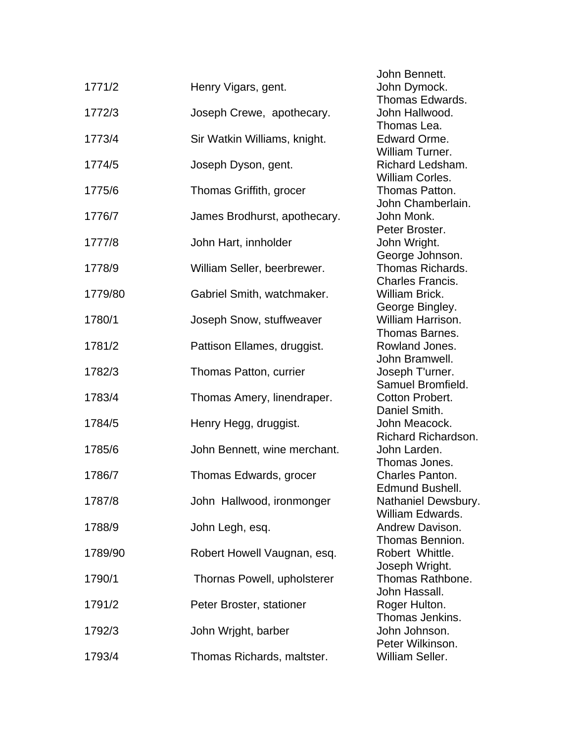| | | |
|---|---|---|
| 1771/2 | Henry Vigars, gent. | John Bennett. John Dymock. |
| 1772/3 | Joseph Crewe, apothecary. | Thomas Edwards. John Hallwood. |
| 1773/4 | Sir Watkin Williams, knight. | Thomas Lea. Edward Orme. |
| 1774/5 | Joseph Dyson, gent. | William Turner. Richard Ledsham. |
| 1775/6 | Thomas Griffith, grocer | William Corles. Thomas Patton. |
| 1776/7 | James Brodhurst, apothecary. | John Chamberlain. John Monk. |
| 1777/8 | John Hart, innholder | Peter Broster. John Wright. |
| 1778/9 | William Seller, beerbrewer. | George Johnson. Thomas Richards. |
| 1779/80 | Gabriel Smith, watchmaker. | Charles Francis. William Brick. |
| 1780/1 | Joseph Snow, stuffweaver | George Bingley. William Harrison. |
| 1781/2 | Pattison Ellames, druggist. | Thomas Barnes. Rowland Jones. |
| 1782/3 | Thomas Patton, currier | John Bramwell. Joseph T'urner. |
| 1783/4 | Thomas Amery, linendraper. | Samuel Bromfield. Cotton Probert. |
| 1784/5 | Henry Hegg, druggist. | Daniel Smith. John Meacock. |
| 1785/6 | John Bennett, wine merchant. | Richard Richardson. John Larden. |
| 1786/7 | Thomas Edwards, grocer | Thomas Jones. Charles Panton. |
| 1787/8 | John Hallwood, ironmonger | Edmund Bushell. Nathaniel Dewsbury. |
| 1788/9 | John Legh, esq. | William Edwards. Andrew Davison. |
| 1789/90 | Robert Howell Vaugnan, esq. | Thomas Bennion. Robert Whittle. |
| 1790/1 | Thornas Powell, upholsterer | Joseph Wright. Thomas Rathbone. |
| 1791/2 | Peter Broster, stationer | John Hassall. Roger Hulton. |
| 1792/3 | John Wrjght, barber | Thomas Jenkins. John Johnson. |
| 1793/4 | Thomas Richards, maltster. | Peter Wilkinson. William Seller. |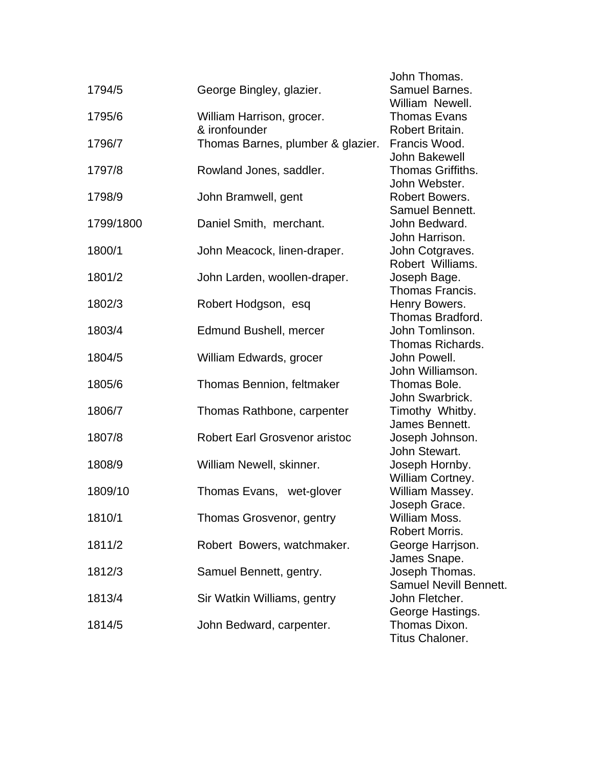| | | |
|---|---|---|
| | | John Thomas. |
| 1794/5 | George Bingley, glazier. | Samuel Barnes. |
| | | William  Newell. |
| 1795/6 | William Harrison, grocer. | Thomas Evans |
| | & ironfounder | Robert Britain. |
| 1796/7 | Thomas Barnes, plumber & glazier. | Francis Wood. |
| | | John Bakewell |
| 1797/8 | Rowland Jones, saddler. | Thomas Griffiths. |
| | | John Webster. |
| 1798/9 | John Bramwell, gent | Robert Bowers. |
| | | Samuel Bennett. |
| 1799/1800 | Daniel Smith,  merchant. | John Bedward. |
| | | John Harrison. |
| 1800/1 | John Meacock, linen-draper. | John Cotgraves. |
| | | Robert  Williams. |
| 1801/2 | John Larden, woollen-draper. | Joseph Bage. |
| | | Thomas Francis. |
| 1802/3 | Robert Hodgson,  esq | Henry Bowers. |
| | | Thomas Bradford. |
| 1803/4 | Edmund Bushell, mercer | John Tomlinson. |
| | | Thomas Richards. |
| 1804/5 | William Edwards, grocer | John Powell. |
| | | John Williamson. |
| 1805/6 | Thomas Bennion, feltmaker | Thomas Bole. |
| | | John Swarbrick. |
| 1806/7 | Thomas Rathbone, carpenter | Timothy  Whitby. |
| | | James Bennett. |
| 1807/8 | Robert Earl Grosvenor aristoc | Joseph Johnson. |
| | | John Stewart. |
| 1808/9 | William Newell, skinner. | Joseph Hornby. |
| | | William Cortney. |
| 1809/10 | Thomas Evans,   wet-glover | William Massey. |
| | | Joseph Grace. |
| 1810/1 | Thomas Grosvenor, gentry | William Moss. |
| | | Robert Morris. |
| 1811/2 | Robert  Bowers, watchmaker. | George Harrjson. |
| | | James Snape. |
| 1812/3 | Samuel Bennett, gentry. | Joseph Thomas. |
| | | Samuel Nevill Bennett. |
| 1813/4 | Sir Watkin Williams, gentry | John Fletcher. |
| | | George Hastings. |
| 1814/5 | John Bedward, carpenter. | Thomas Dixon. |
| | | Titus Chaloner. |